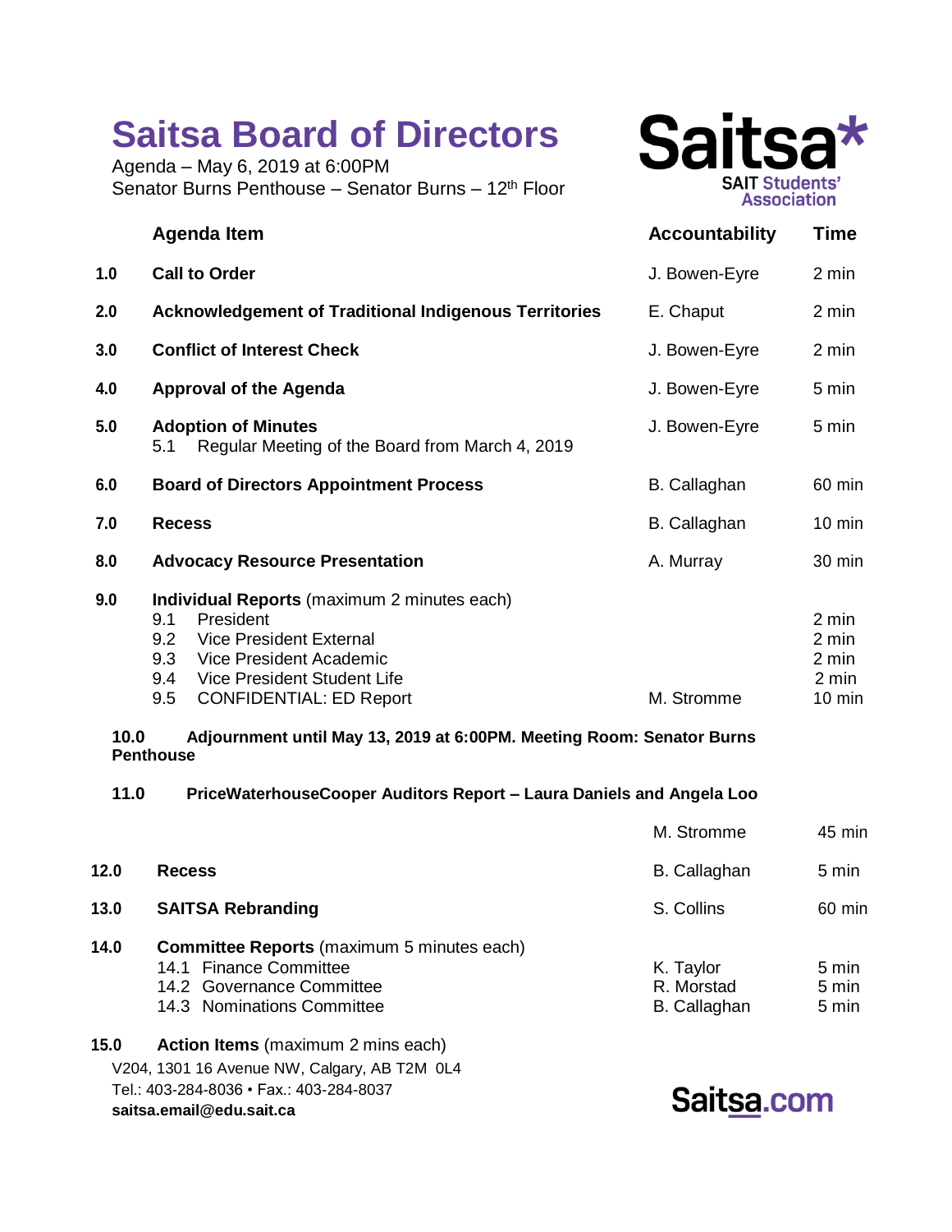# Saitsa Board of Directors

Agenda – May 6, 2019 at 6:00PM
Senator Burns Penthouse – Senator Burns – 12th Floor

Saitsa*
SAIT Students' Association

| | Agenda Item | Accountability | Time |
|---|---|---|---|
| **1.0** | **Call to Order** | J. Bowen-Eyre | 2 min |
| **2.0** | **Acknowledgement of Traditional Indigenous Territories** | E. Chaput | 2 min |
| **3.0** | **Conflict of Interest Check** | J. Bowen-Eyre | 2 min |
| **4.0** | **Approval of the Agenda** | J. Bowen-Eyre | 5 min |
| **5.0** | **Adoption of Minutes** | J. Bowen-Eyre | 5 min |
| | 5.1 Regular Meeting of the Board from March 4, 2019 | | |
| **6.0** | **Board of Directors Appointment Process** | B. Callaghan | 60 min |
| **7.0** | **Recess** | B. Callaghan | 10 min |
| **8.0** | **Advocacy Resource Presentation** | A. Murray | 30 min |
| **9.0** | **Individual Reports** (maximum 2 minutes each) | | |
| | 9.1 President | | 2 min |
| | 9.2 Vice President External | | 2 min |
| | 9.3 Vice President Academic | | 2 min |
| | 9.4 Vice President Student Life | | 2 min |
| | 9.5 CONFIDENTIAL: ED Report | M. Stromme | 10 min |

**10.0 Adjournment until May 13, 2019 at 6:00PM. Meeting Room: Senator Burns Penthouse**

**11.0 PriceWaterhouseCooper Auditors Report – Laura Daniels and Angela Loo**

| | | | |
|---|---|---|---|
| | | M. Stromme | 45 min |
| **12.0** | **Recess** | B. Callaghan | 5 min |
| **13.0** | **SAITSA Rebranding** | S. Collins | 60 min |
| **14.0** | **Committee Reports** (maximum 5 minutes each) | | |
| | 14.1 Finance Committee | K. Taylor | 5 min |
| | 14.2 Governance Committee | R. Morstad | 5 min |
| | 14.3 Nominations Committee | B. Callaghan | 5 min |
| **15.0** | **Action Items** (maximum 2 mins each) | | |

V204, 1301 16 Avenue NW, Calgary, AB T2M 0L4
Tel.: 403-284-8036 • Fax.: 403-284-8037
**saitsa.email@edu.sait.ca**

Saitsa.com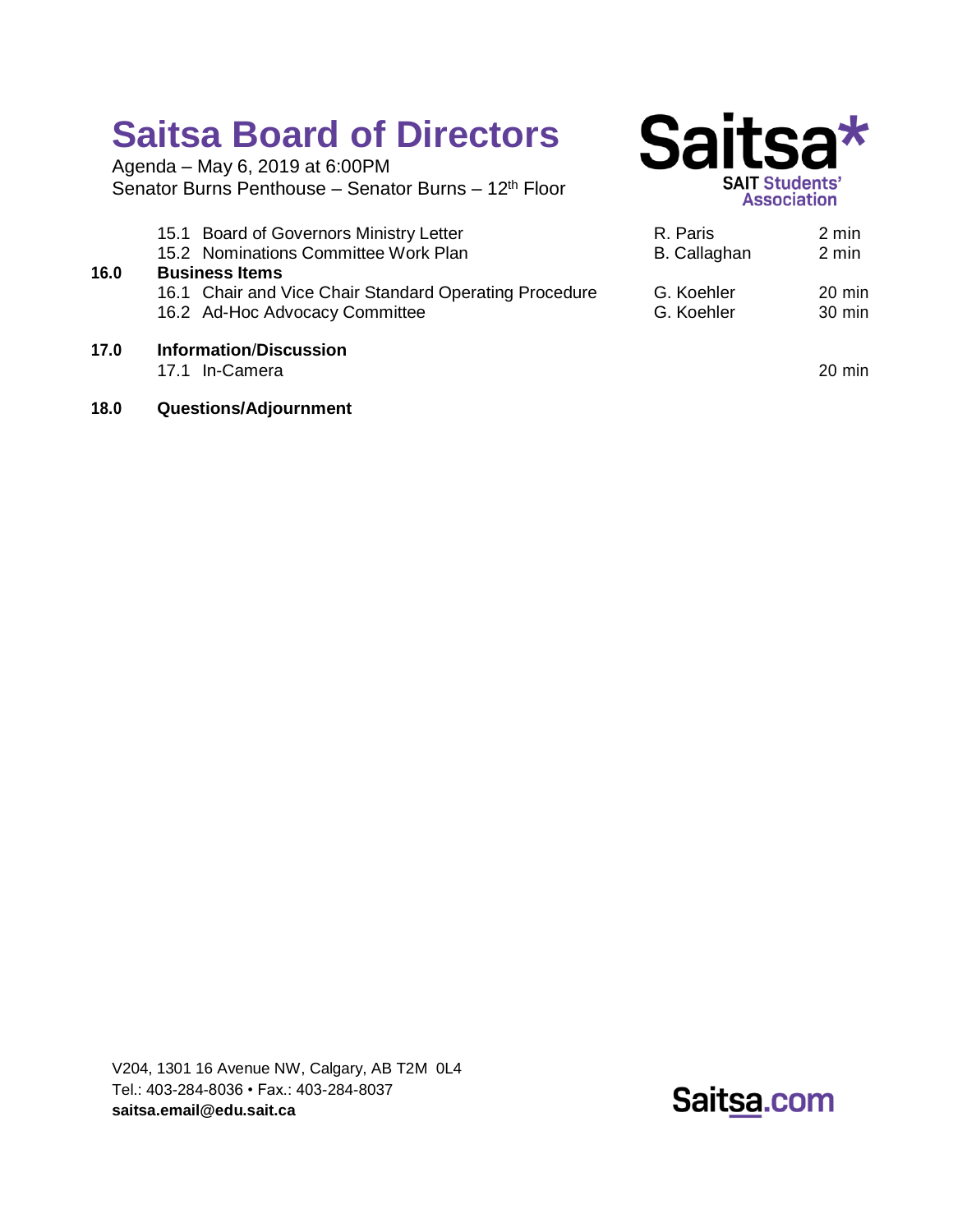| | | | |
|---|---|---|---|
| | 15.1 Board of Governors Ministry Letter | R. Paris | 2 min |
| | 15.2 Nominations Committee Work Plan | B. Callaghan | 2 min |
| **16.0** | **Business Items** | | |
| | 16.1 Chair and Vice Chair Standard Operating Procedure | G. Koehler | 20 min |
| | 16.2 Ad-Hoc Advocacy Committee | G. Koehler | 30 min |
| **17.0** | **Information/Discussion** | | |
| | 17.1 In-Camera | | 20 min |
| **18.0** | **Questions/Adjournment** | | |